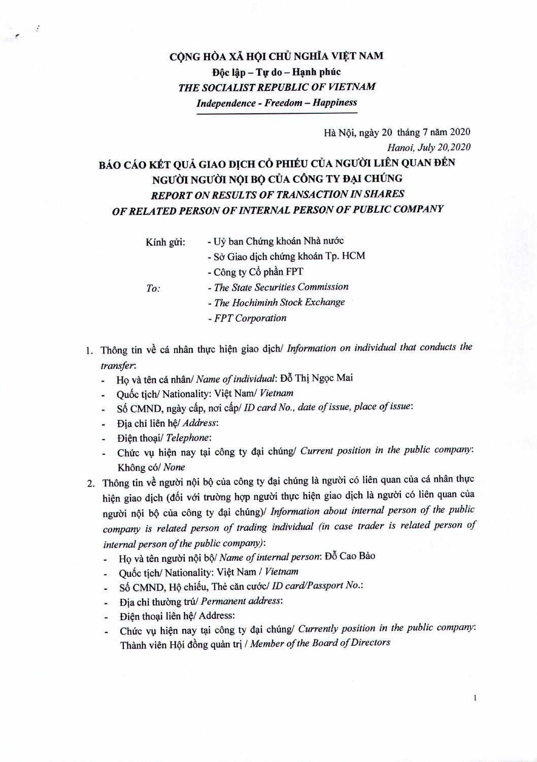**CỘNG HÒA XÃ HỘI CHỦ NGHĨA VIỆT NAM**
**Độc lập – Tự do – Hạnh phúc**
***THE SOCIALIST REPUBLIC OF VIETNAM***
***Independence - Freedom – Happiness***

Hà Nội, ngày 20 tháng 7 năm 2020
*Hanoi, July 20,2020*

# BÁO CÁO KẾT QUẢ GIAO DỊCH CỔ PHIẾU CỦA NGƯỜI LIÊN QUAN ĐẾN NGƯỜI NGƯỜI NỘI BỘ CỦA CÔNG TY ĐẠI CHÚNG
## *REPORT ON RESULTS OF TRANSACTION IN SHARES OF RELATED PERSON OF INTERNAL PERSON OF PUBLIC COMPANY*

Kính gửi:
- Uỷ ban Chứng khoán Nhà nước
- Sở Giao dịch chứng khoán Tp. HCM
- Công ty Cổ phần FPT

*To:*
- *The State Securities Commission*
- *The Hochiminh Stock Exchange*
- *FPT Corporation*

1. Thông tin về cá nhân thực hiện giao dịch/ *Information on individual that conducts the transfer*:
   - Họ và tên cá nhân/ *Name of individual*: Đỗ Thị Ngọc Mai
   - Quốc tịch/ Nationality: Việt Nam/ *Vietnam*
   - Số CMND, ngày cấp, nơi cấp/ *ID card No., date of issue, place of issue*:
   - Địa chỉ liên hệ/ *Address*:
   - Điện thoại/ *Telephone*:
   - Chức vụ hiện nay tại công ty đại chúng/ *Current position in the public company*: Không có/ *None*
2. Thông tin về người nội bộ của công ty đại chúng là người có liên quan của cá nhân thực hiện giao dịch (đối với trường hợp người thực hiện giao dịch là người có liên quan của người nội bộ của công ty đại chúng)/ *Information about internal person of the public company is related person of trading individual (in case trader is related person of internal person of the public company)*:
   - Họ và tên người nội bộ/ *Name of internal person*: Đỗ Cao Bảo
   - Quốc tịch/ Nationality: Việt Nam / *Vietnam*
   - Số CMND, Hộ chiếu, Thẻ căn cước/ *ID card/Passport No.*:
   - Địa chỉ thường trú/ *Permanent address*:
   - Điện thoại liên hệ/ Address:
   - Chức vụ hiện nay tại công ty đại chúng/ *Currently position in the public company*: Thành viên Hội đồng quản trị / *Member of the Board of Directors*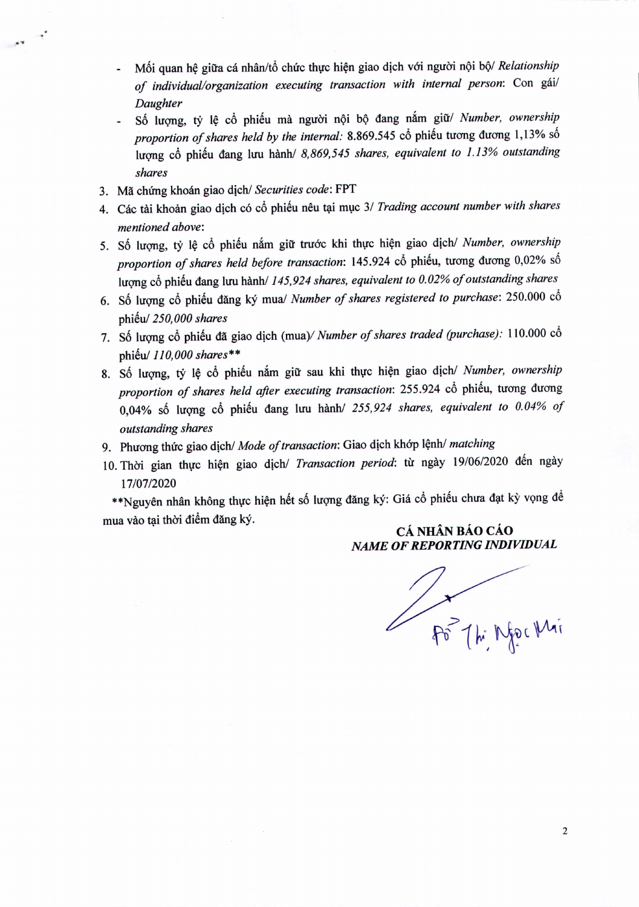- Mối quan hệ giữa cá nhân/tổ chức thực hiện giao dịch với người nội bộ/ *Relationship of individual/organization executing transaction with internal person*: Con gái/ *Daughter*
- Số lượng, tỷ lệ cổ phiếu mà người nội bộ đang nắm giữ/ *Number, ownership proportion of shares held by the internal:* 8.869.545 cổ phiếu tương đương 1,13% số lượng cổ phiếu đang lưu hành/ *8,869,545 shares, equivalent to 1.13% outstanding shares*

3. Mã chứng khoán giao dịch/ *Securities code*: FPT
4. Các tài khoản giao dịch có cổ phiếu nêu tại mục 3/ *Trading account number with shares mentioned above*:
5. Số lượng, tỷ lệ cổ phiếu nắm giữ trước khi thực hiện giao dịch/ *Number, ownership proportion of shares held before transaction*: 145.924 cổ phiếu, tương đương 0,02% số lượng cổ phiếu đang lưu hành/ *145,924 shares, equivalent to 0.02% of outstanding shares*
6. Số lượng cổ phiếu đăng ký mua/ *Number of shares registered to purchase*: 250.000 cổ phiếu/ *250,000 shares*
7. Số lượng cổ phiếu đã giao dịch (mua)/ *Number of shares traded (purchase):* 110.000 cổ phiếu/ *110,000 shares***
8. Số lượng, tỷ lệ cổ phiếu nắm giữ sau khi thực hiện giao dịch/ *Number, ownership proportion of shares held after executing transaction*: 255.924 cổ phiếu, tương đương 0,04% số lượng cổ phiếu đang lưu hành/ *255,924 shares, equivalent to 0.04% of outstanding shares*
9. Phương thức giao dịch/ *Mode of transaction*: Giao dịch khớp lệnh/ *matching*
10. Thời gian thực hiện giao dịch/ *Transaction period*: từ ngày 19/06/2020 đến ngày 17/07/2020

**Nguyên nhân không thực hiện hết số lượng đăng ký: Giá cổ phiếu chưa đạt kỳ vọng để mua vào tại thời điểm đăng ký.

**CÁ NHÂN BÁO CÁO**
***NAME OF REPORTING INDIVIDUAL***

Đỗ Thị Ngọc Mai